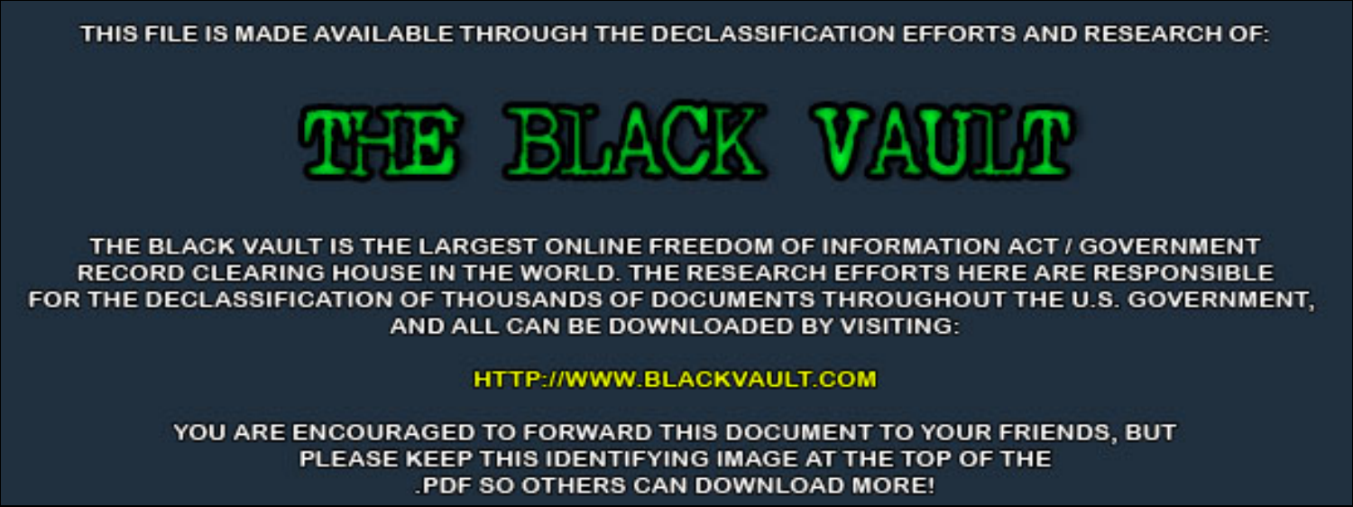THIS FILE IS MADE AVAILABLE THROUGH THE DECLASSIFICATION EFFORTS AND RESEARCH OF:

# THE BLACK VAULT

THE BLACK VAULT IS THE LARGEST ONLINE FREEDOM OF INFORMATION ACT / GOVERNMENT RECORD CLEARING HOUSE IN THE WORLD. THE RESEARCH EFFORTS HERE ARE RESPONSIBLE FOR THE DECLASSIFICATION OF THOUSANDS OF DOCUMENTS THROUGHOUT THE U.S. GOVERNMENT, AND ALL CAN BE DOWNLOADED BY VISITING:

HTTP://WWW.BLACKVAULT.COM

YOU ARE ENCOURAGED TO FORWARD THIS DOCUMENT TO YOUR FRIENDS, BUT PLEASE KEEP THIS IDENTIFYING IMAGE AT THE TOP OF THE .PDF SO OTHERS CAN DOWNLOAD MORE!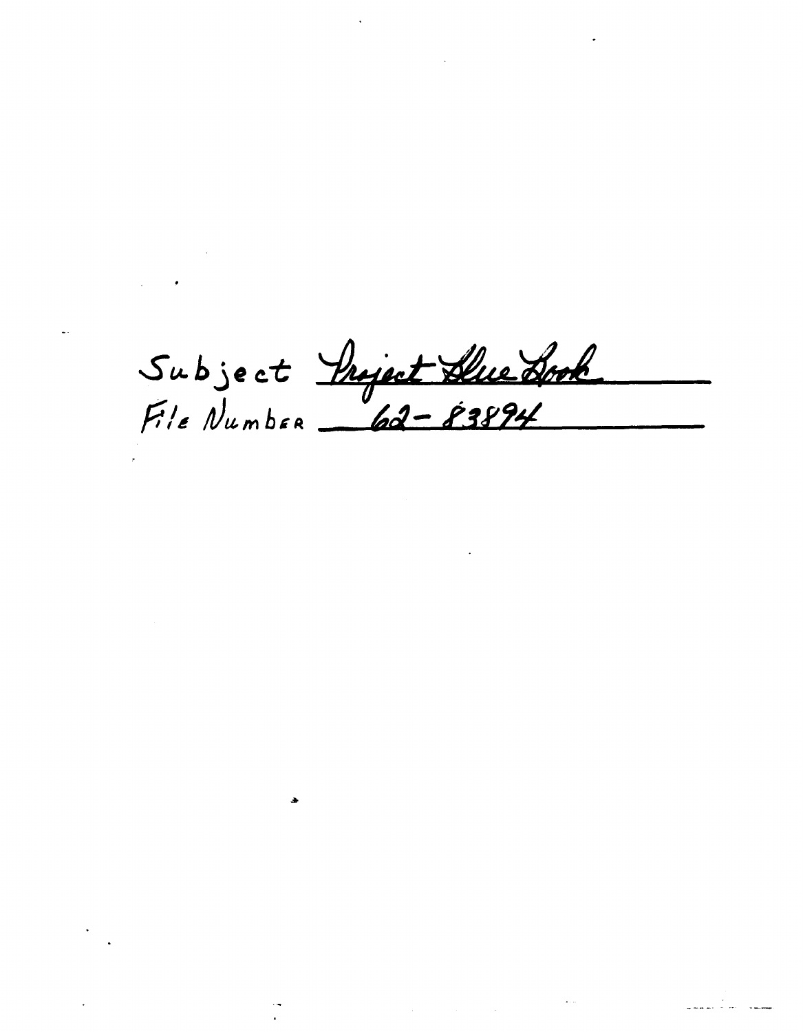Subject Project Blue Book

File Number 62-83894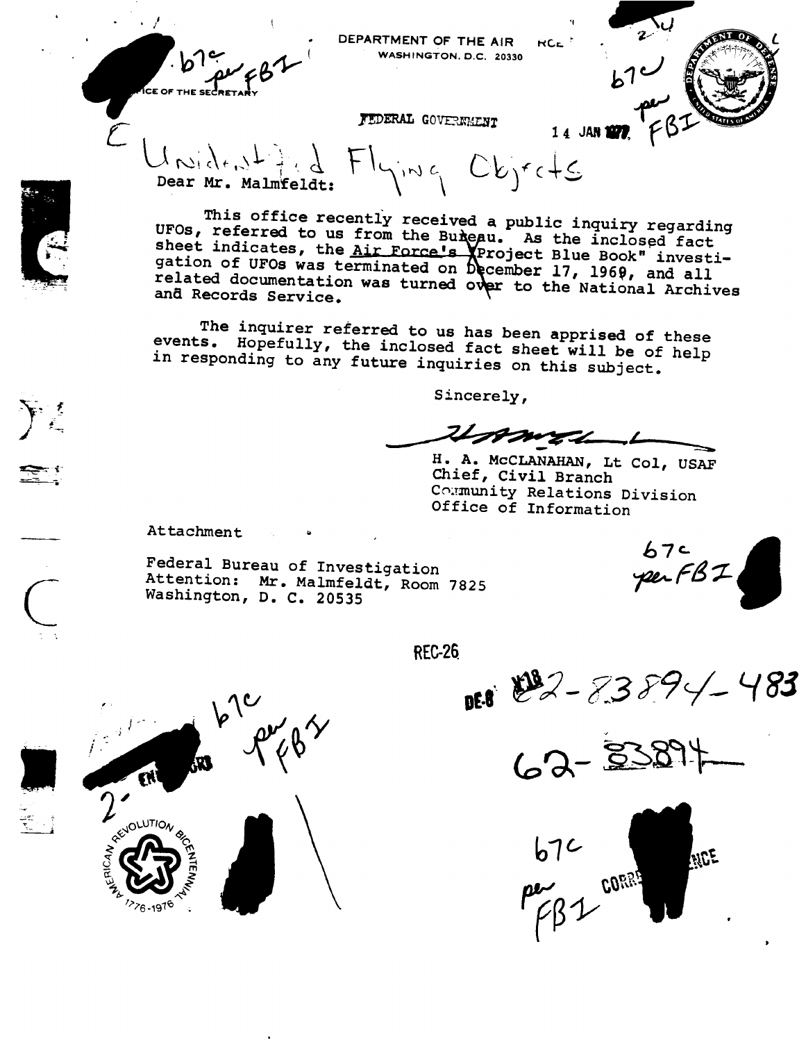DEPARTMENT OF THE AIR FORCE
WASHINGTON, D.C. 20330

OFFICE OF THE SECRETARY

b7c per FBI

FEDERAL GOVERNMENT

14 JAN 1977

b7c per FBI

Unidentified Flying Objects

Dear Mr. Malmfeldt:

This office recently received a public inquiry regarding UFOs, referred to us from the Bureau. As the inclosed fact sheet indicates, the Air Force's Project Blue Book" investigation of UFOs was terminated on December 17, 1969, and all related documentation was turned over to the National Archives and Records Service.

The inquirer referred to us has been apprised of these events. Hopefully, the inclosed fact sheet will be of help in responding to any future inquiries on this subject.

Sincerely,

H. A. McCLANAHAN, Lt Col, USAF
Chief, Civil Branch
Community Relations Division
Office of Information

Attachment

Federal Bureau of Investigation
Attention: Mr. Malmfeldt, Room 7825
Washington, D. C. 20535

b7c per FBI

REC-26

DE-8 62-83894-483

62-83894

b7c per FBI

b7c per FBI

CORRESPONDENCE

American Revolution Bicentennial 1776-1976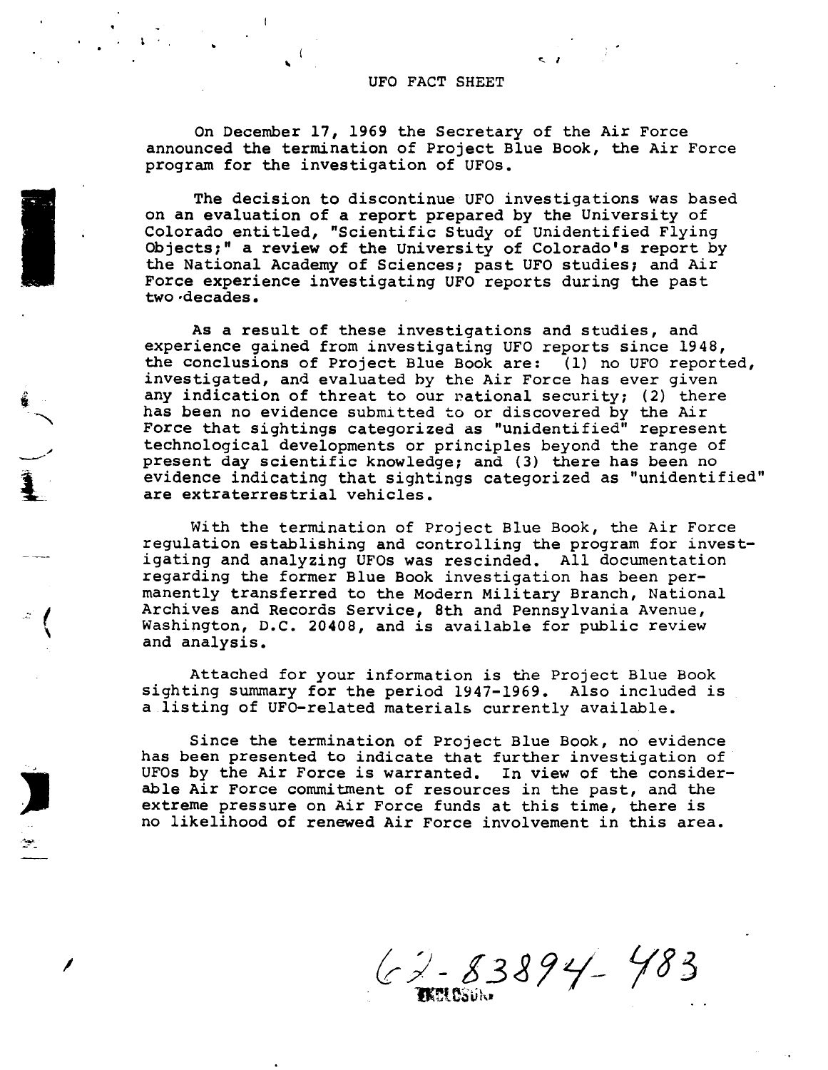# UFO FACT SHEET

On December 17, 1969 the Secretary of the Air Force announced the termination of Project Blue Book, the Air Force program for the investigation of UFOs.

The decision to discontinue UFO investigations was based on an evaluation of a report prepared by the University of Colorado entitled, "Scientific Study of Unidentified Flying Objects;" a review of the University of Colorado's report by the National Academy of Sciences; past UFO studies; and Air Force experience investigating UFO reports during the past two decades.

As a result of these investigations and studies, and experience gained from investigating UFO reports since 1948, the conclusions of Project Blue Book are: (1) no UFO reported, investigated, and evaluated by the Air Force has ever given any indication of threat to our national security; (2) there has been no evidence submitted to or discovered by the Air Force that sightings categorized as "unidentified" represent technological developments or principles beyond the range of present day scientific knowledge; and (3) there has been no evidence indicating that sightings categorized as "unidentified" are extraterrestrial vehicles.

With the termination of Project Blue Book, the Air Force regulation establishing and controlling the program for investigating and analyzing UFOs was rescinded. All documentation regarding the former Blue Book investigation has been permanently transferred to the Modern Military Branch, National Archives and Records Service, 8th and Pennsylvania Avenue, Washington, D.C. 20408, and is available for public review and analysis.

Attached for your information is the Project Blue Book sighting summary for the period 1947-1969. Also included is a listing of UFO-related materials currently available.

Since the termination of Project Blue Book, no evidence has been presented to indicate that further investigation of UFOs by the Air Force is warranted. In view of the considerable Air Force commitment of resources in the past, and the extreme pressure on Air Force funds at this time, there is no likelihood of renewed Air Force involvement in this area.

62-83894-483

ENCLOSURE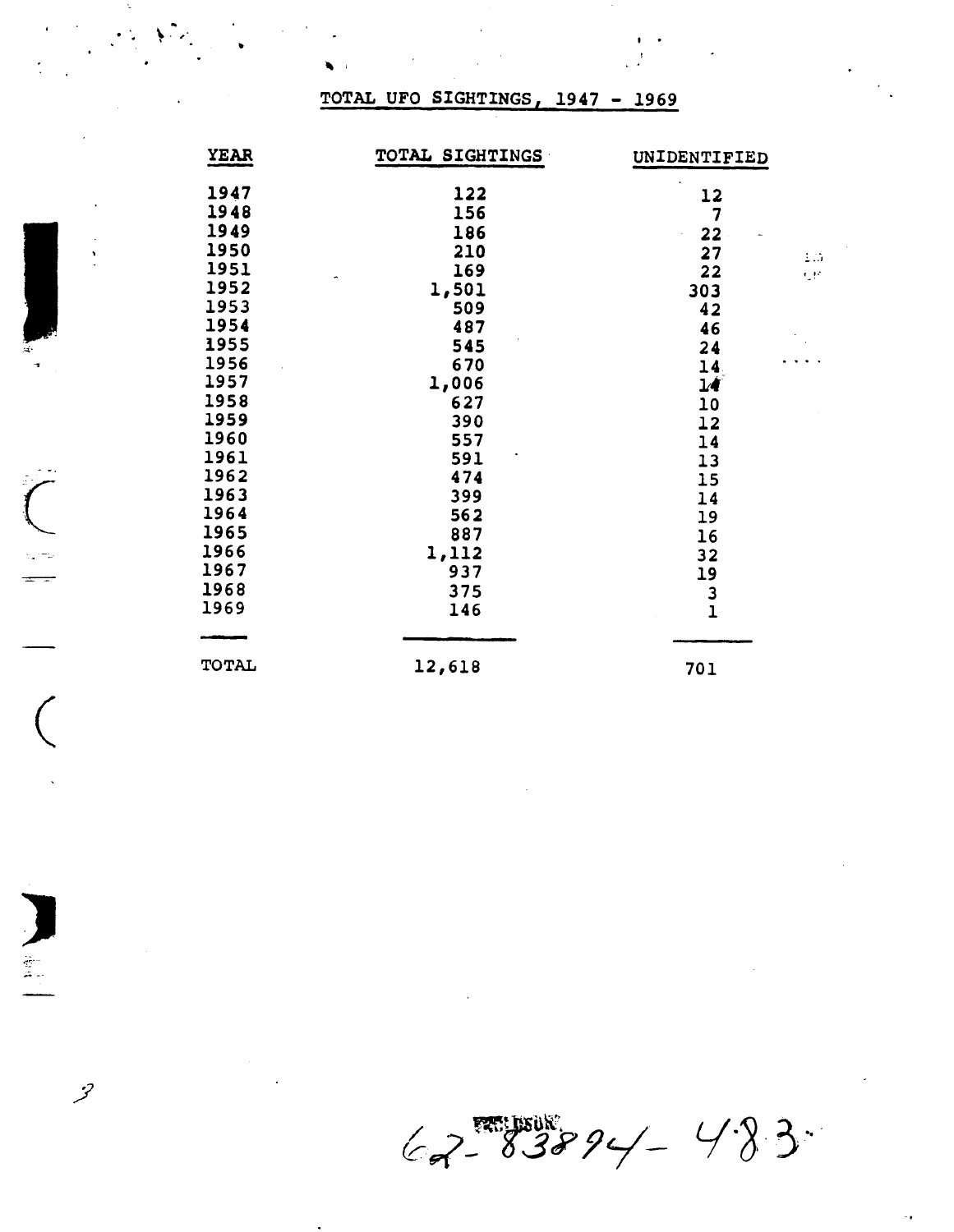# TOTAL UFO SIGHTINGS, 1947 - 1969

| YEAR | TOTAL SIGHTINGS | UNIDENTIFIED |
|---|---|---|
| 1947 | 122 | 12 |
| 1948 | 156 | 7 |
| 1949 | 186 | 22 |
| 1950 | 210 | 27 |
| 1951 | 169 | 22 |
| 1952 | 1,501 | 303 |
| 1953 | 509 | 42 |
| 1954 | 487 | 46 |
| 1955 | 545 | 24 |
| 1956 | 670 | 14 |
| 1957 | 1,006 | 14 |
| 1958 | 627 | 10 |
| 1959 | 390 | 12 |
| 1960 | 557 | 14 |
| 1961 | 591 | 13 |
| 1962 | 474 | 15 |
| 1963 | 399 | 14 |
| 1964 | 562 | 19 |
| 1965 | 887 | 16 |
| 1966 | 1,112 | 32 |
| 1967 | 937 | 19 |
| 1968 | 375 | 3 |
| 1969 | 146 | 1 |
| TOTAL | 12,618 | 701 |

62-83894-483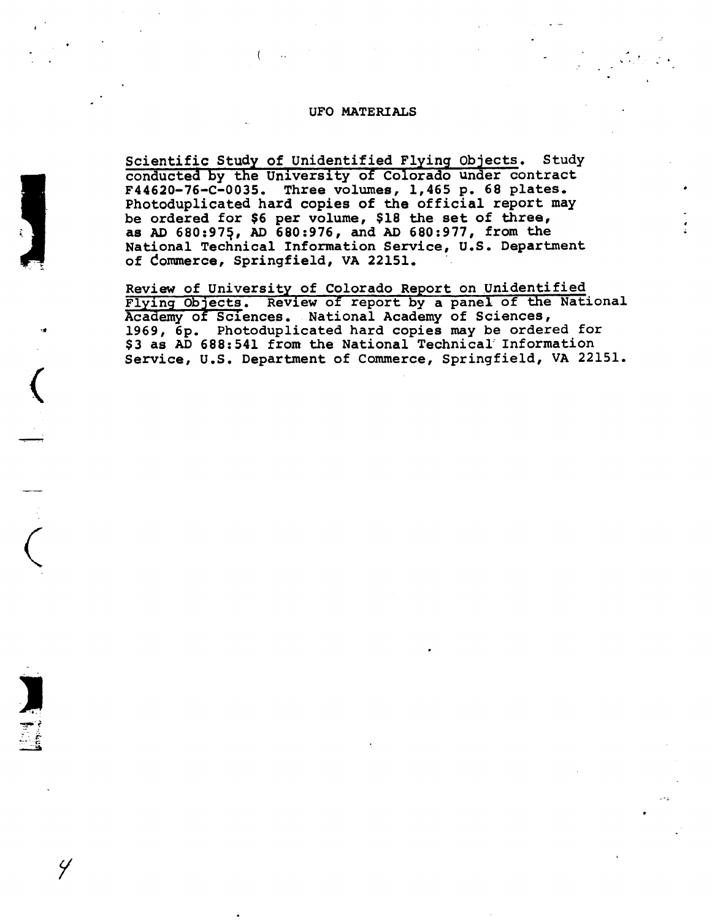# UFO MATERIALS

Scientific Study of Unidentified Flying Objects. Study conducted by the University of Colorado under contract F44620-76-C-0035. Three volumes, 1,465 p. 68 plates. Photoduplicated hard copies of the official report may be ordered for $6 per volume, $18 the set of three, as AD 680:975, AD 680:976, and AD 680:977, from the National Technical Information Service, U.S. Department of Commerce, Springfield, VA 22151.

Review of University of Colorado Report on Unidentified Flying Objects. Review of report by a panel of the National Academy of Sciences. National Academy of Sciences, 1969, 6p. Photoduplicated hard copies may be ordered for $3 as AD 688:541 from the National Technical Information Service, U.S. Department of Commerce, Springfield, VA 22151.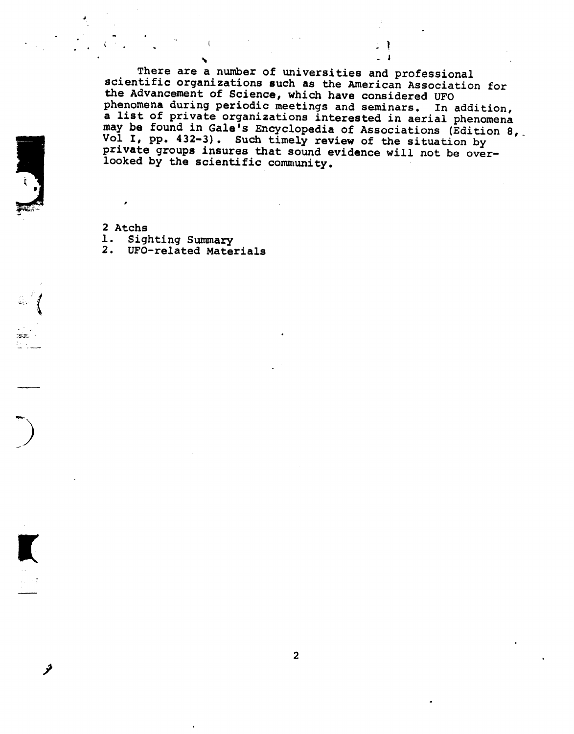There are a number of universities and professional scientific organizations such as the American Association for the Advancement of Science, which have considered UFO phenomena during periodic meetings and seminars. In addition, a list of private organizations interested in aerial phenomena may be found in Gale's Encyclopedia of Associations (Edition 8, Vol I, pp. 432-3). Such timely review of the situation by private groups insures that sound evidence will not be overlooked by the scientific community.

2 Atchs
1. Sighting Summary
2. UFO-related Materials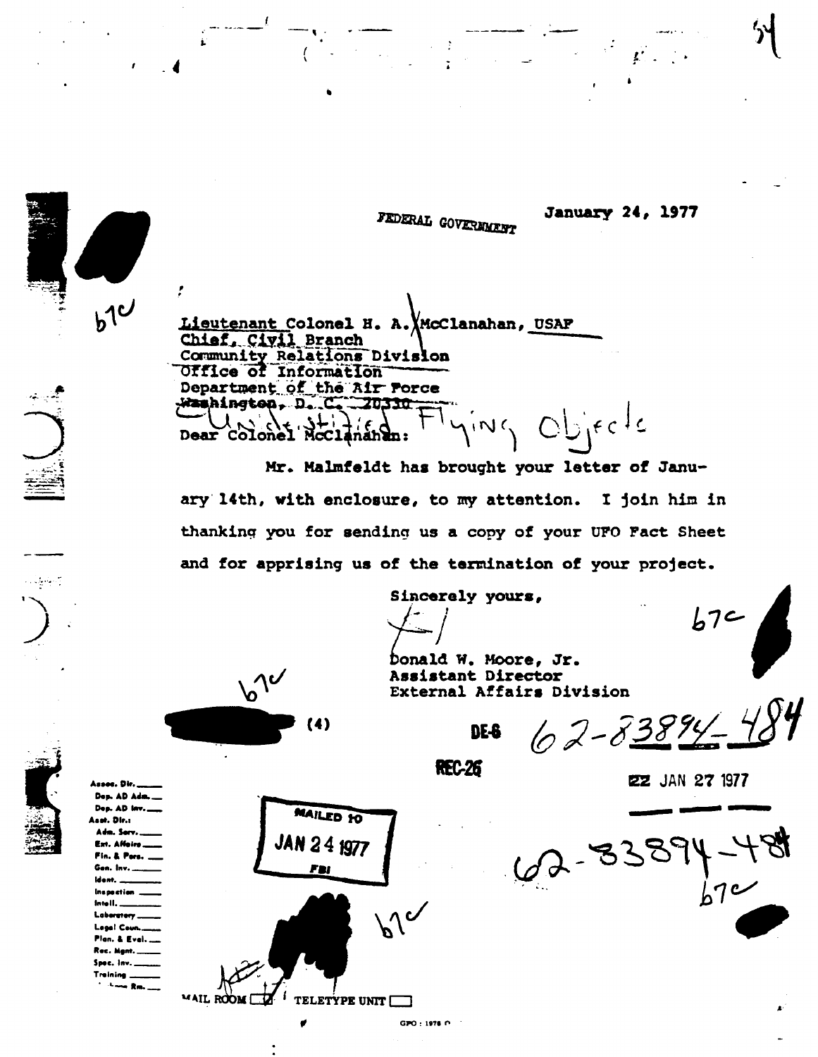FEDERAL GOVERNMENT

January 24, 1977

b7C

Lieutenant Colonel H. A. McClanahan, USAF
Chief, Civil Branch
Community Relations Division
Office of Information
Department of the Air Force
Washington, D. C. 20330

Unidentified Flying Objects

Dear Colonel McClanahan:

Mr. Malmfeldt has brought your letter of January 14th, with enclosure, to my attention. I join him in thanking you for sending us a copy of your UFO Fact Sheet and for apprising us of the termination of your project.

Sincerely yours,

Donald W. Moore, Jr.
Assistant Director
External Affairs Division

b7C

b7C

(4)

DE-6

62-83894-484

REC-26

JAN 27 1977

62-83894-484

b7C

Assoc. Dir. \_\_\_\_
Dep. AD Adm. \_\_\_\_
Dep. AD Inv. \_\_\_\_
Asst. Dir.:
Adm. Serv. \_\_\_\_
Ext. Affairs \_\_\_\_
Fin. & Pers. \_\_\_\_
Gen. Inv. \_\_\_\_
Ident. \_\_\_\_
Inspection \_\_\_\_
Intell. \_\_\_\_
Laboratory \_\_\_\_
Legal Coun. \_\_\_\_
Plan. & Eval. \_\_\_\_
Rec. Mgnt. \_\_\_\_
Spec. Inv. \_\_\_\_
Training \_\_\_\_

MAILED 10
JAN 24 1977
FBI

b7C

MAIL ROOM ☐ TELETYPE UNIT ☐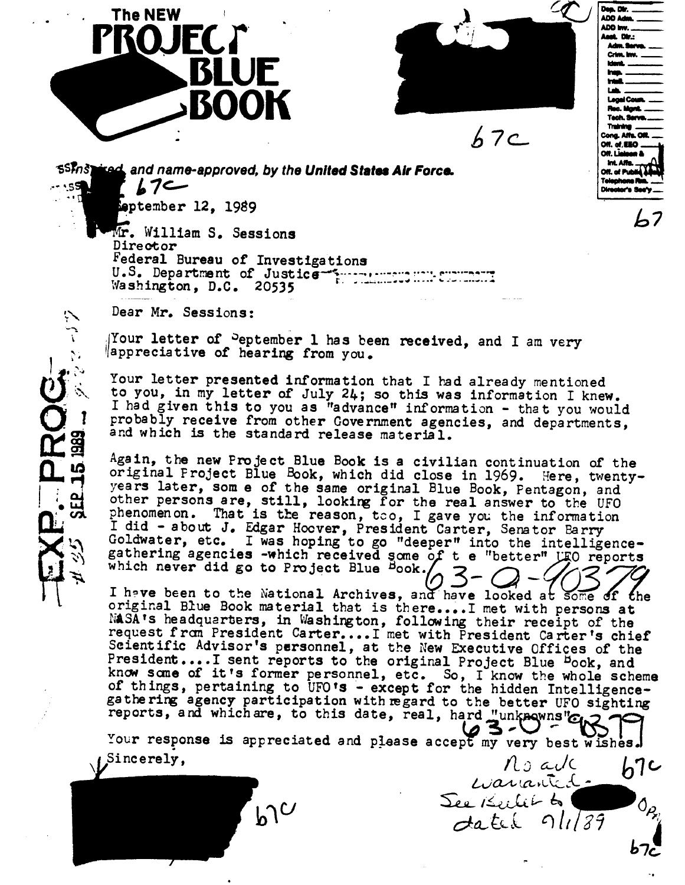# The NEW PROJECT BLUE BOOK

SSInspired, and name-approved, by the United States Air Force.

b7C

b7C

September 12, 1989

Mr. William S. Sessions
Director
Federal Bureau of Investigations
U.S. Department of Justice
Washington, D.C. 20535

Dear Mr. Sessions:

Your letter of September 1 has been received, and I am very appreciative of hearing from you.

Your letter presented information that I had already mentioned to you, in my letter of July 24; so this was information I knew. I had given this to you as "advance" information - that you would probably receive from other Government agencies, and departments, and which is the standard release material.

Again, the new Project Blue Book is a civilian continuation of the original Project Blue Book, which did close in 1969. Here, twenty-years later, som e of the same original Blue Book, Pentagon, and other persons are, still, looking for the real answer to the UFO phenomenon. That is the reason, too, I gave you the information I did - about J. Edgar Hoover, President Carter, Senator Barry Goldwater, etc. I was hoping to go "deeper" into the intelligence-gathering agencies -which received some of t e "better" UFO reports which never did go to Project Blue Book.

63-0-90379

I have been to the National Archives, and have looked at some of the original Blue Book material that is there....I met with persons at NASA's headquarters, in Washington, following their receipt of the request from President Carter....I met with President Carter's chief Scientific Advisor's personnel, at the New Executive Offices of the President....I sent reports to the original Project Blue Book, and know some of it's former personnel, etc. So, I know the whole scheme of things, pertaining to UFO's - except for the hidden Intelligence-gathering agency participation with regard to the better UFO sighting reports, and which are, to this date, real, hard "unknowns".

63-0-90379

Your response is appreciated and please accept my very best wishes.

Sincerely,

b7C

EXP. PROC. SEP 15 1989 #25

No ack warranted - See Reply to [redacted] dated 9/1/89

b7C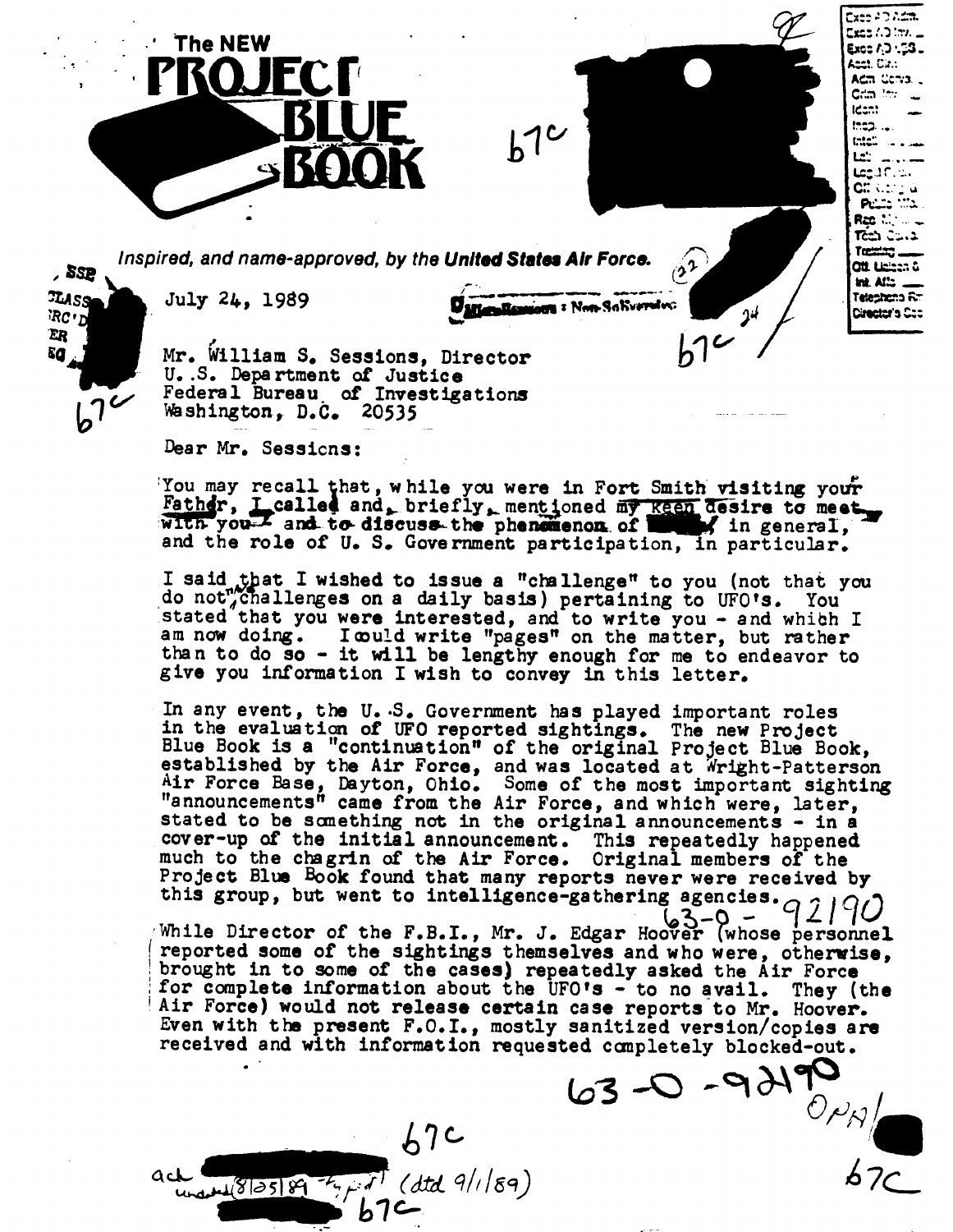# The NEW PROJECT BLUE BOOK

*Inspired, and name-approved, by the **United States Air Force.***

July 24, 1989

Mr. William S. Sessions, Director
U. S. Department of Justice
Federal Bureau of Investigations
Washington, D.C. 20535

Dear Mr. Sessions:

You may recall that, while you were in Fort Smith visiting your Father, I called and, briefly, mentioned my keen desire to meet with you and to discuss the phenomenon of ███ in general, and the role of U. S. Government participation, in particular.

I said that I wished to issue a "challenge" to you (not that you do not challenges on a daily basis) pertaining to UFO's. You stated that you were interested, and to write you - and which I am now doing. I could write "pages" on the matter, but rather than to do so - it will be lengthy enough for me to endeavor to give you information I wish to convey in this letter.

In any event, the U. S. Government has played important roles in the evaluation of UFO reported sightings. The new Project Blue Book is a "continuation" of the original Project Blue Book, established by the Air Force, and was located at Wright-Patterson Air Force Base, Dayton, Ohio. Some of the most important sighting "announcements" came from the Air Force, and which were, later, stated to be something not in the original announcements - in a cover-up of the initial announcement. This repeatedly happened much to the chagrin of the Air Force. Original members of the Project Blue Book found that many reports never were received by this group, but went to intelligence-gathering agencies.

While Director of the F.B.I., Mr. J. Edgar Hoover (whose personnel reported some of the sightings themselves and who were, otherwise, brought in to some of the cases) repeatedly asked the Air Force for complete information about the UFO's - to no avail. They (the Air Force) would not release certain case reports to Mr. Hoover. Even with the present F.O.I., mostly sanitized version/copies are received and with information requested completely blocked-out.

63-0-92190

63-0-92190 OPA

b7C

ack ███ (8/25/89 ...) (dtd 9/1/89) b7C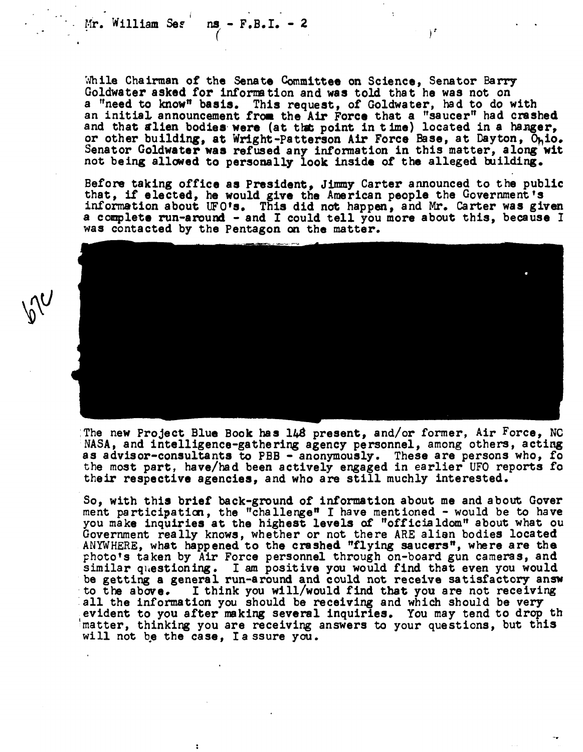While Chairman of the Senate Committee on Science, Senator Barry Goldwater asked for information and was told that he was not on a "need to know" basis. This request, of Goldwater, had to do with an initial announcement from the Air Force that a "saucer" had crashed and that alien bodies were (at that point in time) located in a hanger, or other building, at Wright-Patterson Air Force Base, at Dayton, Ohio. Senator Goldwater was refused any information in this matter, along wit not being allowed to personally look inside of the alleged building.

Before taking office as President, Jimmy Carter announced to the public that, if elected, he would give the American people the Government's information about UFO's. This did not happen, and Mr. Carter was given a complete run-around - and I could tell you more about this, because I was contacted by the Pentagon on the matter.

b7C

The new Project Blue Book has 148 present, and/or former, Air Force, NC NASA, and intelligence-gathering agency personnel, among others, acting as advisor-consultants to PBB - anonymously. These are persons who, fo the most part, have/had been actively engaged in earlier UFO reports fo their respective agencies, and who are still muchly interested.

So, with this brief back-ground of information about me and about Gover ment participation, the "challenge" I have mentioned - would be to have you make inquiries at the highest levels of "officialdom" about what ou Government really knows, whether or not there ARE alien bodies located ANYWHERE, what happened to the crashed "flying saucers", where are the photo's taken by Air Force personnel through on-board gun cameras, and similar questioning. I am positive you would find that even you would be getting a general run-around and could not receive satisfactory answ to the above. I think you will/would find that you are not receiving all the information you should be receiving and which should be very evident to you after making several inquiries. You may tend to drop th matter, thinking you are receiving answers to your questions, but this will not be the case, I a ssure you.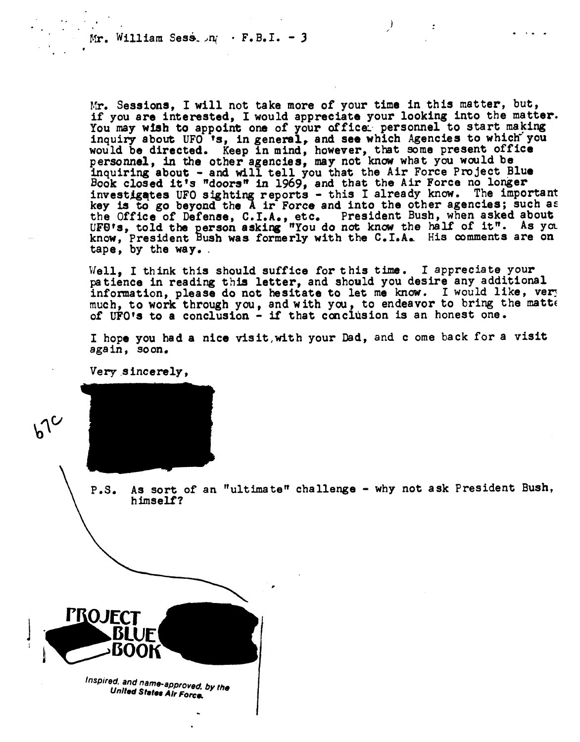Mr. Sessions, I will not take more of your time in this matter, but, if you are interested, I would appreciate your looking into the matter. You may wish to appoint one of your office personnel to start making inquiry about UFO 's, in general, and see which Agencies to which you would be directed. Keep in mind, however, that some present office personnel, in the other agencies, may not know what you would be inquiring about - and will tell you that the Air Force Project Blue Book closed it's "doors" in 1969, and that the Air Force no longer investigates UFO sighting reports - this I already know. The important key is to go beyond the A ir Force and into the other agencies; such as the Office of Defense, C.I.A., etc. President Bush, when asked about UFO's, told the person asking "You do not know the half of it". As you know, President Bush was formerly with the C.I.A. His comments are on tape, by the way.

Well, I think this should suffice for this time. I appreciate your patience in reading this letter, and should you desire any additional information, please do not hesitate to let me know. I would like, very much, to work through you, and with you, to endeavor to bring the matter of UFO's to a conclusion - if that conclusion is an honest one.

I hope you had a nice visit, with your Dad, and c ome back for a visit again, soon.

Very sincerely,

b7C

P.S. As sort of an "ultimate" challenge - why not ask President Bush, himself?

PROJECT BLUE BOOK

*Inspired, and name-approved, by the United States Air Force.*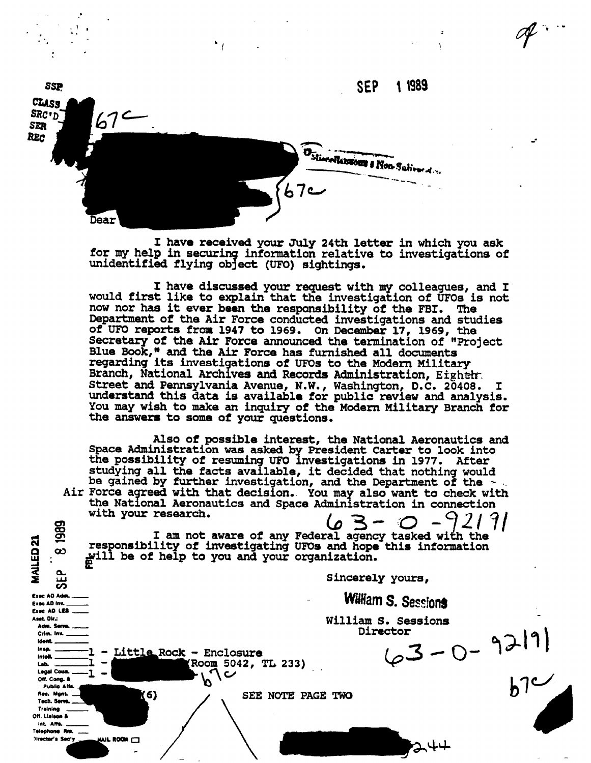SSP

CLASS
SRC'D
SER
REC

b7C

SEP 1 1989

b7C

Dear

I have received your July 24th letter in which you ask for my help in securing information relative to investigations of unidentified flying object (UFO) sightings.

I have discussed your request with my colleagues, and I would first like to explain that the investigation of UFOs is not now nor has it ever been the responsibility of the FBI. The Department of the Air Force conducted investigations and studies of UFO reports from 1947 to 1969. On December 17, 1969, the Secretary of the Air Force announced the termination of "Project Blue Book," and the Air Force has furnished all documents regarding its investigations of UFOs to the Modern Military Branch, National Archives and Records Administration, Eighth Street and Pennsylvania Avenue, N.W., Washington, D.C. 20408. I understand this data is available for public review and analysis. You may wish to make an inquiry of the Modern Military Branch for the answers to some of your questions.

Also of possible interest, the National Aeronautics and Space Administration was asked by President Carter to look into the possibility of resuming UFO investigations in 1977. After studying all the facts available, it decided that nothing would be gained by further investigation, and the Department of the Air Force agreed with that decision. You may also want to check with the National Aeronautics and Space Administration in connection with your research.

63-0-92191

I am not aware of any Federal agency tasked with the responsibility of investigating UFOs and hope this information will be of help to you and your organization.

MAILED 21
SEP 8 1989
FBI

Sincerely yours,

William S. Sessions

William S. Sessions
Director

63-0-92191

Exec AD Adm. \_\_\_\_
Exec AD Inv. \_\_\_\_
Exec AD LES \_\_\_\_
Asst. Dir.:
Adm. Servs. \_\_\_\_
Crim. Inv. \_\_\_\_
Ident. \_\_\_\_
Insp. \_\_\_\_
Intell. \_\_\_\_
Lab. \_\_\_\_
Legal Coun. \_\_\_\_
Off. Cong. & Public Affs. \_\_\_\_
Rec. Mgnt. \_\_\_\_
Tech. Servs. \_\_\_\_
Training \_\_\_\_
Off. Liaison & Int. Affs. \_\_\_\_
Telephone Rm. \_\_\_\_
Director's Sec'y \_\_\_\_ MAIL ROOM

1 - Little Rock - Enclosure
1 - (Room 5042, TL 233)
1 -
b7C

(6)

b7C

SEE NOTE PAGE TWO

244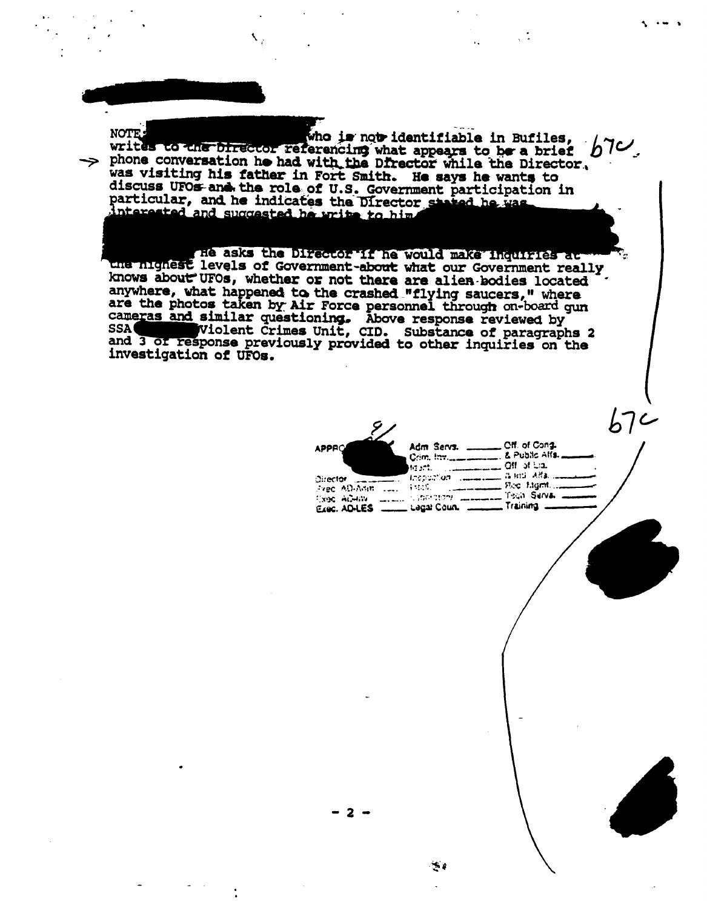NOTE: who is not identifiable in Bufiles, writes to the Director referencing what appears to be a brief phone conversation he had with the Director while the Director was visiting his father in Fort Smith. He says he wants to discuss UFOs and the role of U.S. Government participation in particular, and he indicates the Director stated he was interested and suggested he write to him.

He asks the Director if he would make inquiries at the highest levels of Government about what our Government really knows about UFOs, whether or not there are alien bodies located anywhere, what happened to the crashed "flying saucers," where are the photos taken by Air Force personnel through on-board gun cameras and similar questioning. Above response reviewed by SSA Violent Crimes Unit, CID. Substance of paragraphs 2 and 3 of response previously provided to other inquiries on the investigation of UFOs.

b7C

b7C

APPROVED:

| | | |
|---|---|---|
| Director | Adm. Servs. | Off. of Cong. & Public Affs. |
| Exec. AD-Adm. | Crim. Inv. | Off. of Liaison |
| Exec. AD-Inv. | Ident. | & Intl. Affs. |
| Exec. AD-LES | Inspection | Rec. Mgmt. |
| | Intell. | Tech. Servs. |
| | Laboratory | Training |
| | Legal Coun. | |